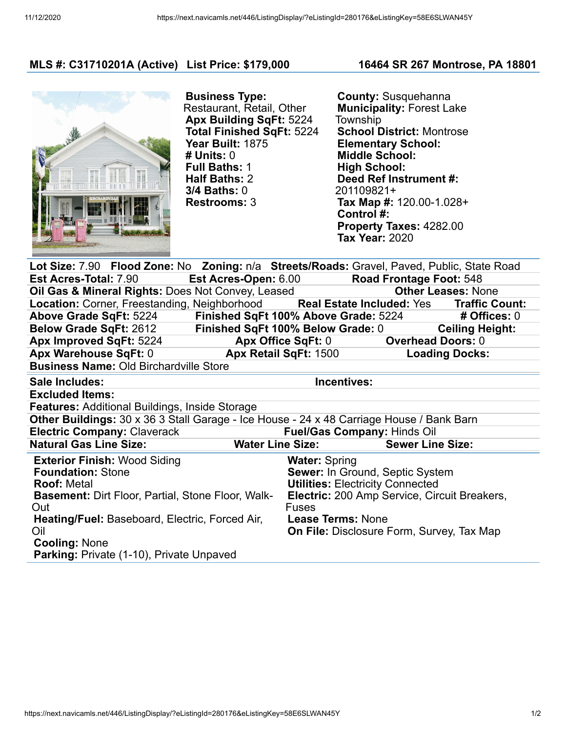## MLS #: C31710201A (Active) List Price: $179,000 — 16464 SR 267 Montrose, PA 18801

**Business Type:** Restaurant, Retail, Other
**Apx Building SqFt:** 5224
**Total Finished SqFt:** 5224
**Year Built:** 1875
**# Units:** 0
**Full Baths:** 1
**Half Baths:** 2
**3/4 Baths:** 0
**Restrooms:** 3

**County:** Susquehanna
**Municipality:** Forest Lake Township
**School District:** Montrose
**Elementary School:**
**Middle School:**
**High School:**
**Deed Ref Instrument #:** 201109821+
**Tax Map #:** 120.00-1.028+
**Control #:**
**Property Taxes:** 4282.00
**Tax Year:** 2020

**Lot Size:** 7.90 **Flood Zone:** No **Zoning:** n/a **Streets/Roads:** Gravel, Paved, Public, State Road
**Est Acres-Total:** 7.90 **Est Acres-Open:** 6.00 **Road Frontage Foot:** 548
**Oil Gas & Mineral Rights:** Does Not Convey, Leased **Other Leases:** None
**Location:** Corner, Freestanding, Neighborhood **Real Estate Included:** Yes **Traffic Count:**
**Above Grade SqFt:** 5224 **Finished SqFt 100% Above Grade:** 5224 **# Offices:** 0
**Below Grade SqFt:** 2612 **Finished SqFt 100% Below Grade:** 0 **Ceiling Height:**
**Apx Improved SqFt:** 5224 **Apx Office SqFt:** 0 **Overhead Doors:** 0
**Apx Warehouse SqFt:** 0 **Apx Retail SqFt:** 1500 **Loading Docks:**
**Business Name:** Old Birchardville Store

**Sale Includes:** **Incentives:**
**Excluded Items:**
**Features:** Additional Buildings, Inside Storage
**Other Buildings:** 30 x 36 3 Stall Garage - Ice House - 24 x 48 Carriage House / Bank Barn
**Electric Company:** Claverack **Fuel/Gas Company:** Hinds Oil
**Natural Gas Line Size:** **Water Line Size:** **Sewer Line Size:**

**Exterior Finish:** Wood Siding
**Foundation:** Stone
**Roof:** Metal
**Basement:** Dirt Floor, Partial, Stone Floor, Walk-Out
**Heating/Fuel:** Baseboard, Electric, Forced Air, Oil
**Cooling:** None
**Parking:** Private (1-10), Private Unpaved

**Water:** Spring
**Sewer:** In Ground, Septic System
**Utilities:** Electricity Connected
**Electric:** 200 Amp Service, Circuit Breakers, Fuses
**Lease Terms:** None
**On File:** Disclosure Form, Survey, Tax Map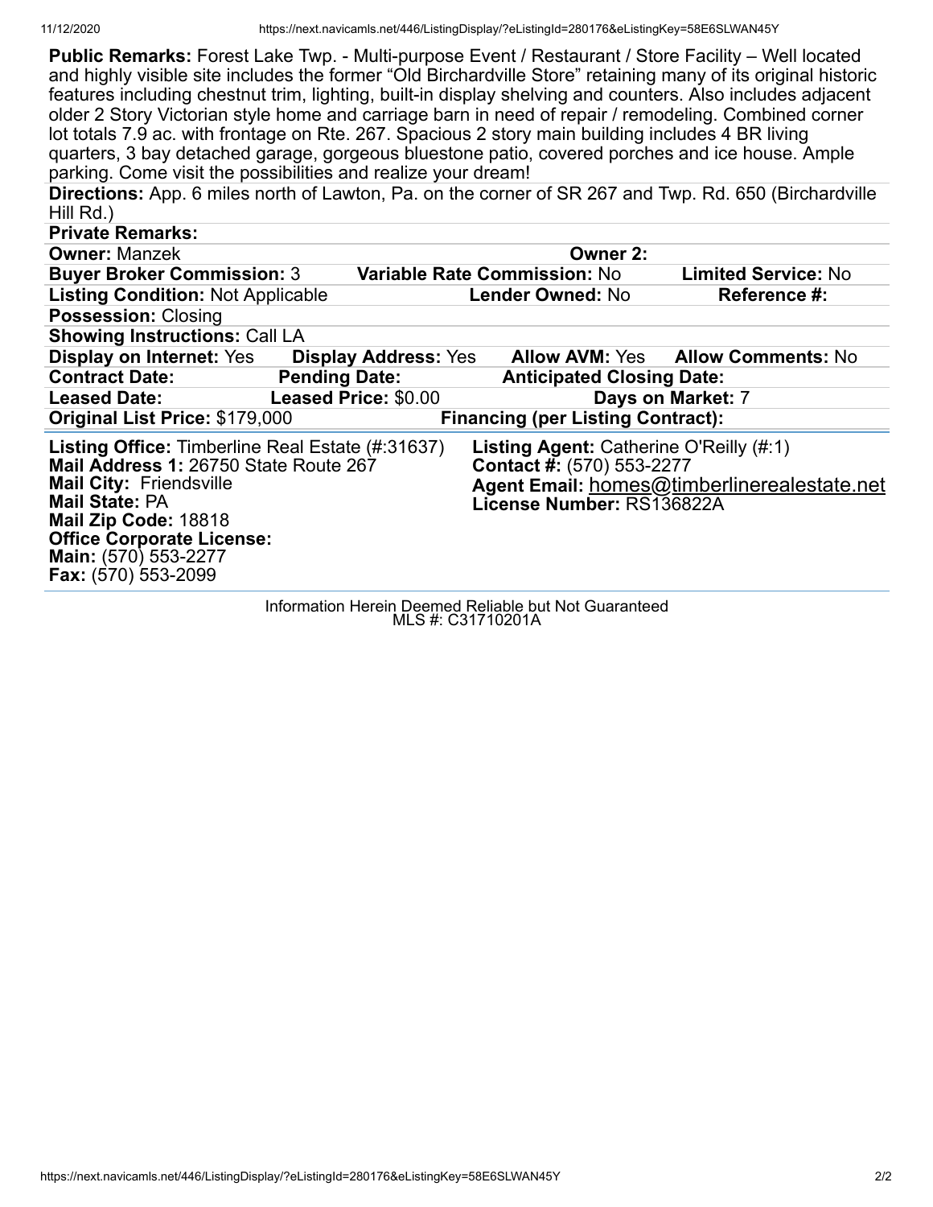**Public Remarks:** Forest Lake Twp. - Multi-purpose Event / Restaurant / Store Facility – Well located and highly visible site includes the former “Old Birchardville Store” retaining many of its original historic features including chestnut trim, lighting, built-in display shelving and counters. Also includes adjacent older 2 Story Victorian style home and carriage barn in need of repair / remodeling. Combined corner lot totals 7.9 ac. with frontage on Rte. 267. Spacious 2 story main building includes 4 BR living quarters, 3 bay detached garage, gorgeous bluestone patio, covered porches and ice house. Ample parking. Come visit the possibilities and realize your dream!

**Directions:** App. 6 miles north of Lawton, Pa. on the corner of SR 267 and Twp. Rd. 650 (Birchardville Hill Rd.)

**Private Remarks:**

| | | | |
|---|---|---|---|
| **Owner:** Manzek | | **Owner 2:** | |
| **Buyer Broker Commission:** 3 | **Variable Rate Commission:** No | | **Limited Service:** No |
| **Listing Condition:** Not Applicable | **Lender Owned:** No | | **Reference #:** |
| **Possession:** Closing | | | |
| **Showing Instructions:** Call LA | | | |
| **Display on Internet:** Yes | **Display Address:** Yes | **Allow AVM:** Yes | **Allow Comments:** No |
| **Contract Date:** | **Pending Date:** | **Anticipated Closing Date:** | |
| **Leased Date:** | **Leased Price:** $0.00 | **Days on Market:** 7 | |
| **Original List Price:** $179,000 | **Financing (per Listing Contract):** | | |

**Listing Office:** Timberline Real Estate (#:31637)
**Mail Address 1:** 26750 State Route 267
**Mail City:** Friendsville
**Mail State:** PA
**Mail Zip Code:** 18818
**Office Corporate License:**
**Main:** (570) 553-2277
**Fax:** (570) 553-2099

**Listing Agent:** Catherine O'Reilly (#:1)
**Contact #:** (570) 553-2277
**Agent Email:** homes@timberlinerealestate.net
**License Number:** RS136822A

Information Herein Deemed Reliable but Not Guaranteed
MLS #: C31710201A